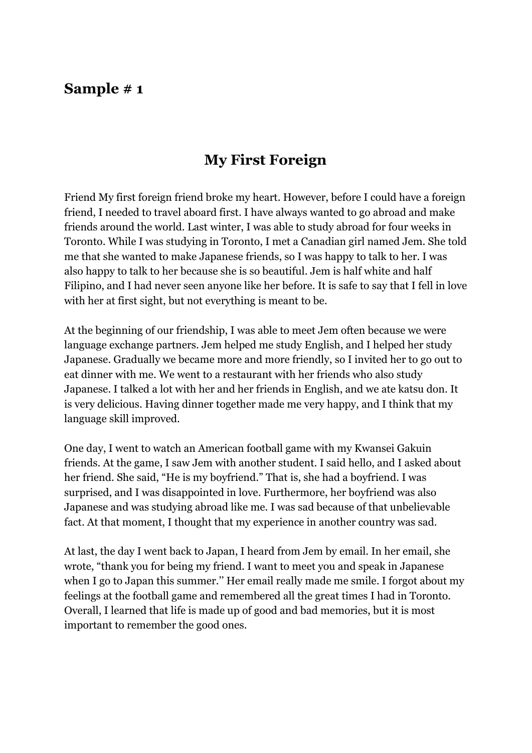## Sample # 1

# My First Foreign

Friend My first foreign friend broke my heart. However, before I could have a foreign friend, I needed to travel aboard first. I have always wanted to go abroad and make friends around the world. Last winter, I was able to study abroad for four weeks in Toronto. While I was studying in Toronto, I met a Canadian girl named Jem. She told me that she wanted to make Japanese friends, so I was happy to talk to her. I was also happy to talk to her because she is so beautiful. Jem is half white and half Filipino, and I had never seen anyone like her before. It is safe to say that I fell in love with her at first sight, but not everything is meant to be.

At the beginning of our friendship, I was able to meet Jem often because we were language exchange partners. Jem helped me study English, and I helped her study Japanese. Gradually we became more and more friendly, so I invited her to go out to eat dinner with me. We went to a restaurant with her friends who also study Japanese. I talked a lot with her and her friends in English, and we ate katsu don. It is very delicious. Having dinner together made me very happy, and I think that my language skill improved.

One day, I went to watch an American football game with my Kwansei Gakuin friends. At the game, I saw Jem with another student. I said hello, and I asked about her friend. She said, "He is my boyfriend." That is, she had a boyfriend. I was surprised, and I was disappointed in love. Furthermore, her boyfriend was also Japanese and was studying abroad like me. I was sad because of that unbelievable fact. At that moment, I thought that my experience in another country was sad.

At last, the day I went back to Japan, I heard from Jem by email. In her email, she wrote, "thank you for being my friend. I want to meet you and speak in Japanese when I go to Japan this summer." Her email really made me smile. I forgot about my feelings at the football game and remembered all the great times I had in Toronto. Overall, I learned that life is made up of good and bad memories, but it is most important to remember the good ones.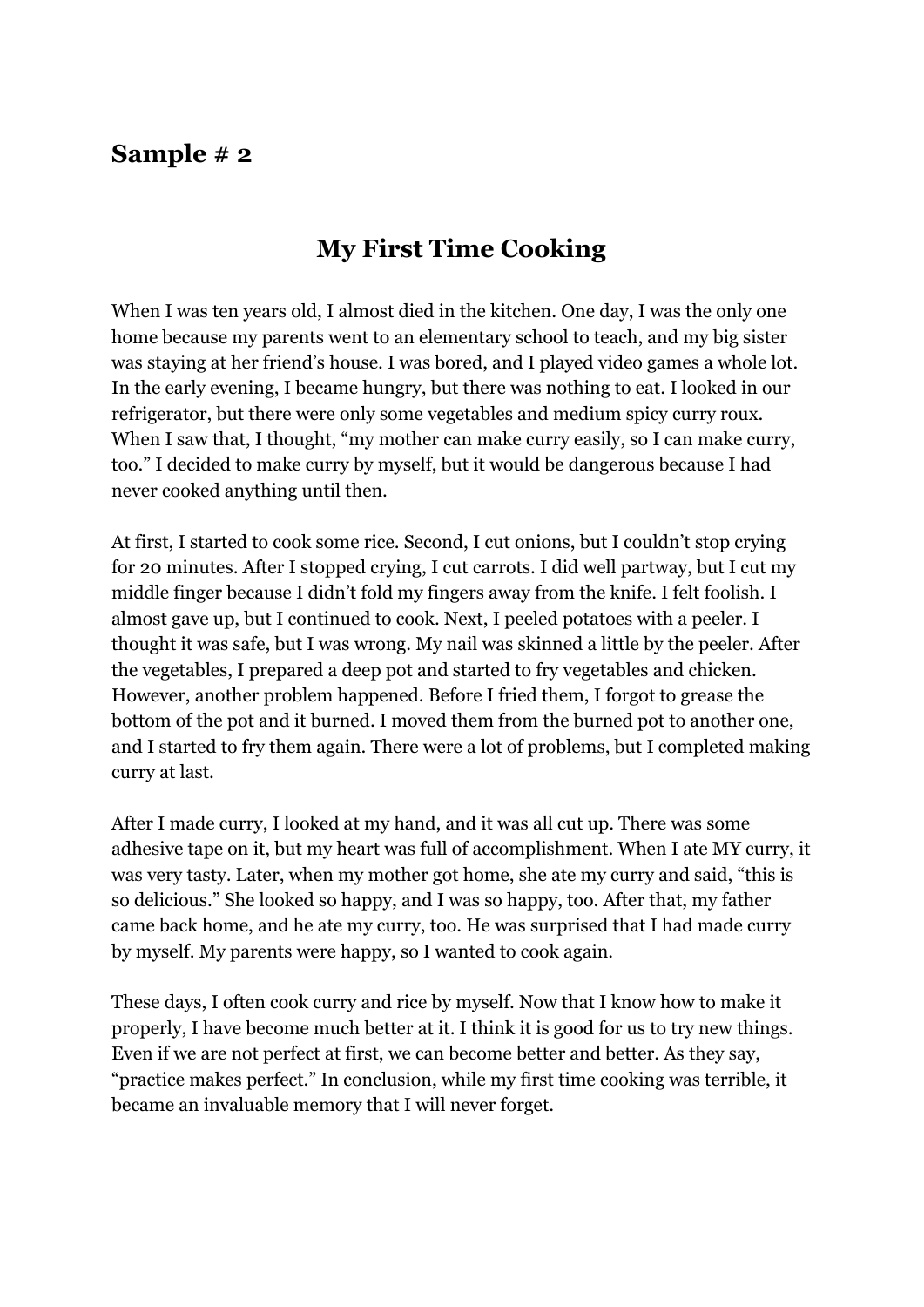## Sample # 2

# My First Time Cooking

When I was ten years old, I almost died in the kitchen. One day, I was the only one home because my parents went to an elementary school to teach, and my big sister was staying at her friend's house. I was bored, and I played video games a whole lot. In the early evening, I became hungry, but there was nothing to eat. I looked in our refrigerator, but there were only some vegetables and medium spicy curry roux. When I saw that, I thought, "my mother can make curry easily, so I can make curry, too." I decided to make curry by myself, but it would be dangerous because I had never cooked anything until then.

At first, I started to cook some rice. Second, I cut onions, but I couldn't stop crying for 20 minutes. After I stopped crying, I cut carrots. I did well partway, but I cut my middle finger because I didn't fold my fingers away from the knife. I felt foolish. I almost gave up, but I continued to cook. Next, I peeled potatoes with a peeler. I thought it was safe, but I was wrong. My nail was skinned a little by the peeler. After the vegetables, I prepared a deep pot and started to fry vegetables and chicken. However, another problem happened. Before I fried them, I forgot to grease the bottom of the pot and it burned. I moved them from the burned pot to another one, and I started to fry them again. There were a lot of problems, but I completed making curry at last.

After I made curry, I looked at my hand, and it was all cut up. There was some adhesive tape on it, but my heart was full of accomplishment. When I ate MY curry, it was very tasty. Later, when my mother got home, she ate my curry and said, "this is so delicious." She looked so happy, and I was so happy, too. After that, my father came back home, and he ate my curry, too. He was surprised that I had made curry by myself. My parents were happy, so I wanted to cook again.

These days, I often cook curry and rice by myself. Now that I know how to make it properly, I have become much better at it. I think it is good for us to try new things. Even if we are not perfect at first, we can become better and better. As they say, "practice makes perfect." In conclusion, while my first time cooking was terrible, it became an invaluable memory that I will never forget.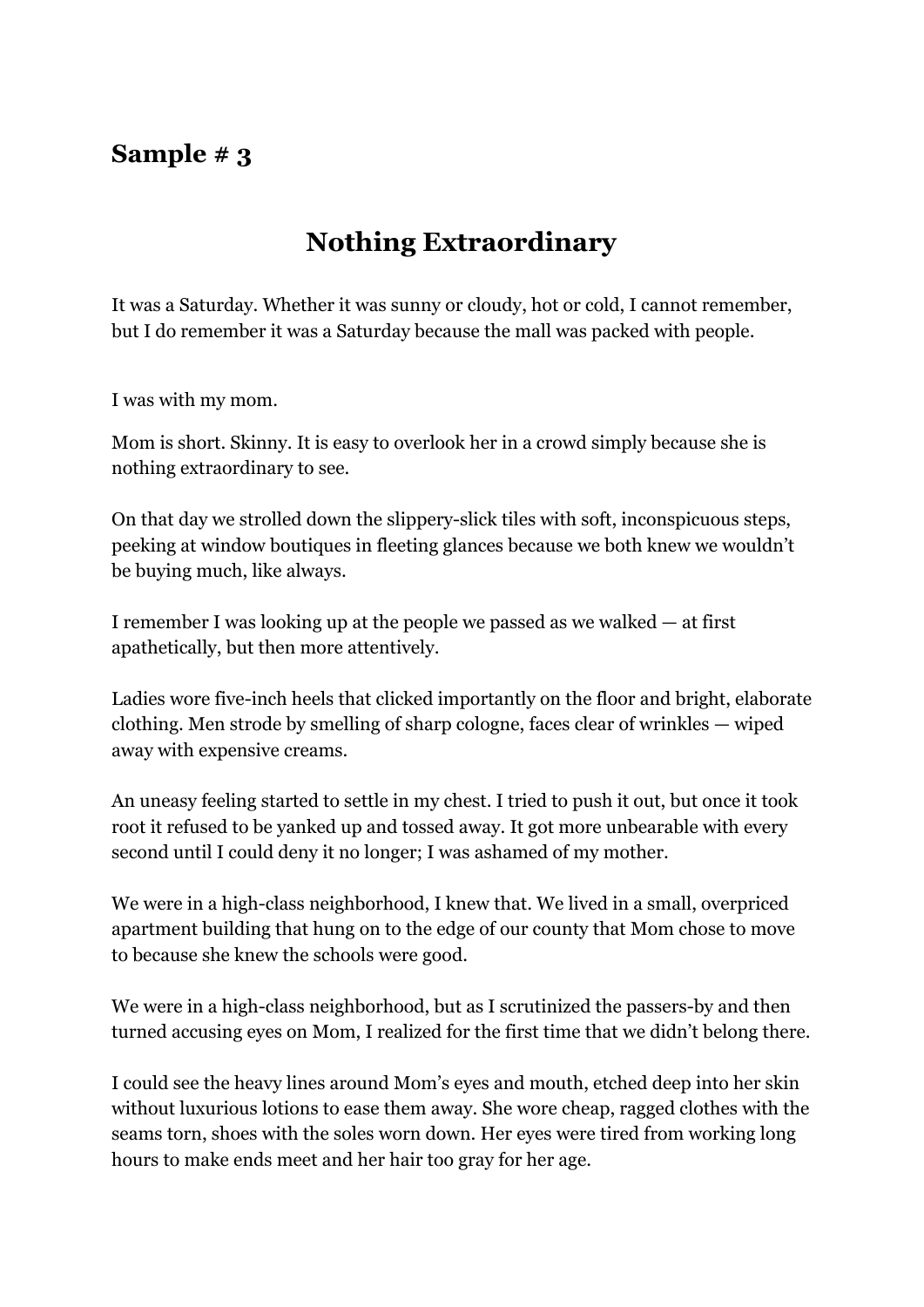## Sample # 3

# Nothing Extraordinary

It was a Saturday. Whether it was sunny or cloudy, hot or cold, I cannot remember, but I do remember it was a Saturday because the mall was packed with people.

I was with my mom.

Mom is short. Skinny. It is easy to overlook her in a crowd simply because she is nothing extraordinary to see.

On that day we strolled down the slippery-slick tiles with soft, inconspicuous steps, peeking at window boutiques in fleeting glances because we both knew we wouldn't be buying much, like always.

I remember I was looking up at the people we passed as we walked — at first apathetically, but then more attentively.

Ladies wore five-inch heels that clicked importantly on the floor and bright, elaborate clothing. Men strode by smelling of sharp cologne, faces clear of wrinkles — wiped away with expensive creams.

An uneasy feeling started to settle in my chest. I tried to push it out, but once it took root it refused to be yanked up and tossed away. It got more unbearable with every second until I could deny it no longer; I was ashamed of my mother.

We were in a high-class neighborhood, I knew that. We lived in a small, overpriced apartment building that hung on to the edge of our county that Mom chose to move to because she knew the schools were good.

We were in a high-class neighborhood, but as I scrutinized the passers-by and then turned accusing eyes on Mom, I realized for the first time that we didn't belong there.

I could see the heavy lines around Mom's eyes and mouth, etched deep into her skin without luxurious lotions to ease them away. She wore cheap, ragged clothes with the seams torn, shoes with the soles worn down. Her eyes were tired from working long hours to make ends meet and her hair too gray for her age.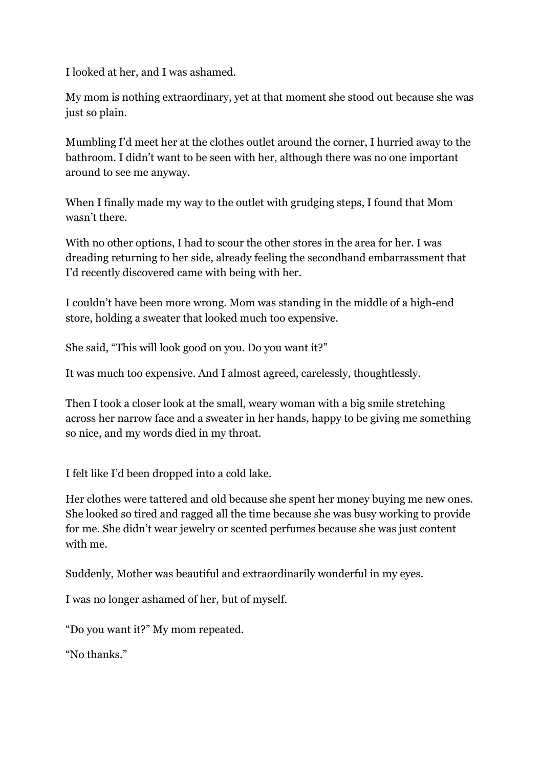I looked at her, and I was ashamed.

My mom is nothing extraordinary, yet at that moment she stood out because she was just so plain.

Mumbling I'd meet her at the clothes outlet around the corner, I hurried away to the bathroom. I didn't want to be seen with her, although there was no one important around to see me anyway.

When I finally made my way to the outlet with grudging steps, I found that Mom wasn't there.

With no other options, I had to scour the other stores in the area for her. I was dreading returning to her side, already feeling the secondhand embarrassment that I'd recently discovered came with being with her.

I couldn't have been more wrong. Mom was standing in the middle of a high-end store, holding a sweater that looked much too expensive.

She said, "This will look good on you. Do you want it?"

It was much too expensive. And I almost agreed, carelessly, thoughtlessly.

Then I took a closer look at the small, weary woman with a big smile stretching across her narrow face and a sweater in her hands, happy to be giving me something so nice, and my words died in my throat.

I felt like I'd been dropped into a cold lake.

Her clothes were tattered and old because she spent her money buying me new ones. She looked so tired and ragged all the time because she was busy working to provide for me. She didn't wear jewelry or scented perfumes because she was just content with me.

Suddenly, Mother was beautiful and extraordinarily wonderful in my eyes.

I was no longer ashamed of her, but of myself.

"Do you want it?" My mom repeated.

"No thanks."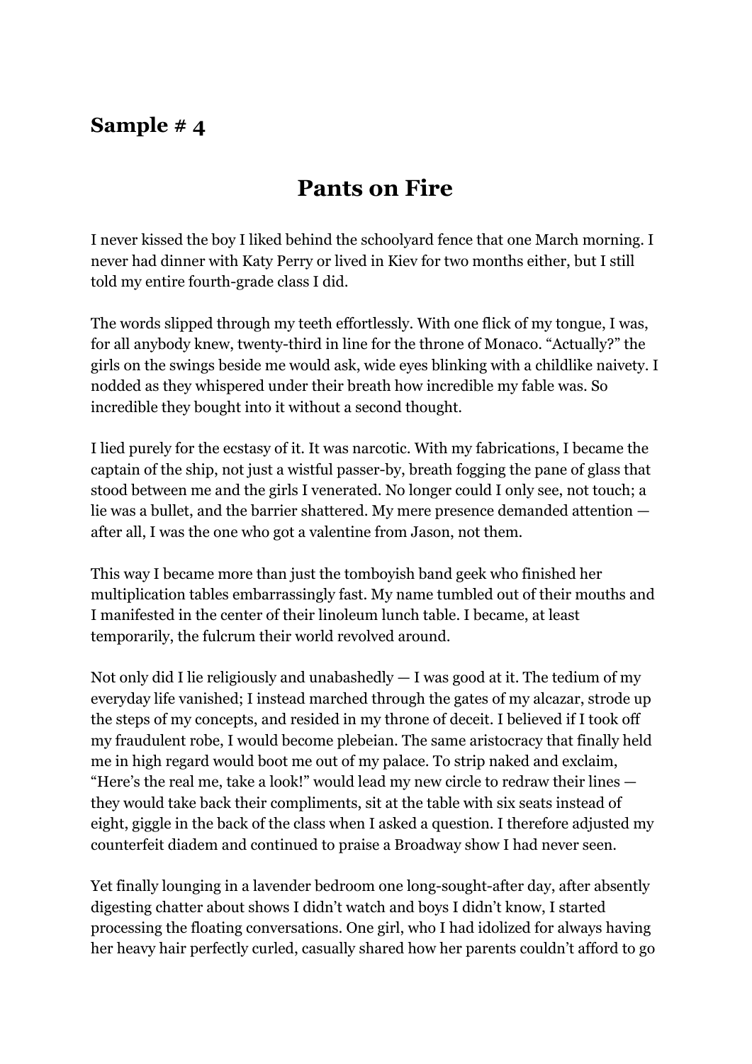## Sample # 4

# Pants on Fire

I never kissed the boy I liked behind the schoolyard fence that one March morning. I never had dinner with Katy Perry or lived in Kiev for two months either, but I still told my entire fourth-grade class I did.

The words slipped through my teeth effortlessly. With one flick of my tongue, I was, for all anybody knew, twenty-third in line for the throne of Monaco. "Actually?" the girls on the swings beside me would ask, wide eyes blinking with a childlike naivety. I nodded as they whispered under their breath how incredible my fable was. So incredible they bought into it without a second thought.

I lied purely for the ecstasy of it. It was narcotic. With my fabrications, I became the captain of the ship, not just a wistful passer-by, breath fogging the pane of glass that stood between me and the girls I venerated. No longer could I only see, not touch; a lie was a bullet, and the barrier shattered. My mere presence demanded attention — after all, I was the one who got a valentine from Jason, not them.

This way I became more than just the tomboyish band geek who finished her multiplication tables embarrassingly fast. My name tumbled out of their mouths and I manifested in the center of their linoleum lunch table. I became, at least temporarily, the fulcrum their world revolved around.

Not only did I lie religiously and unabashedly — I was good at it. The tedium of my everyday life vanished; I instead marched through the gates of my alcazar, strode up the steps of my concepts, and resided in my throne of deceit. I believed if I took off my fraudulent robe, I would become plebeian. The same aristocracy that finally held me in high regard would boot me out of my palace. To strip naked and exclaim, "Here's the real me, take a look!" would lead my new circle to redraw their lines — they would take back their compliments, sit at the table with six seats instead of eight, giggle in the back of the class when I asked a question. I therefore adjusted my counterfeit diadem and continued to praise a Broadway show I had never seen.

Yet finally lounging in a lavender bedroom one long-sought-after day, after absently digesting chatter about shows I didn't watch and boys I didn't know, I started processing the floating conversations. One girl, who I had idolized for always having her heavy hair perfectly curled, casually shared how her parents couldn't afford to go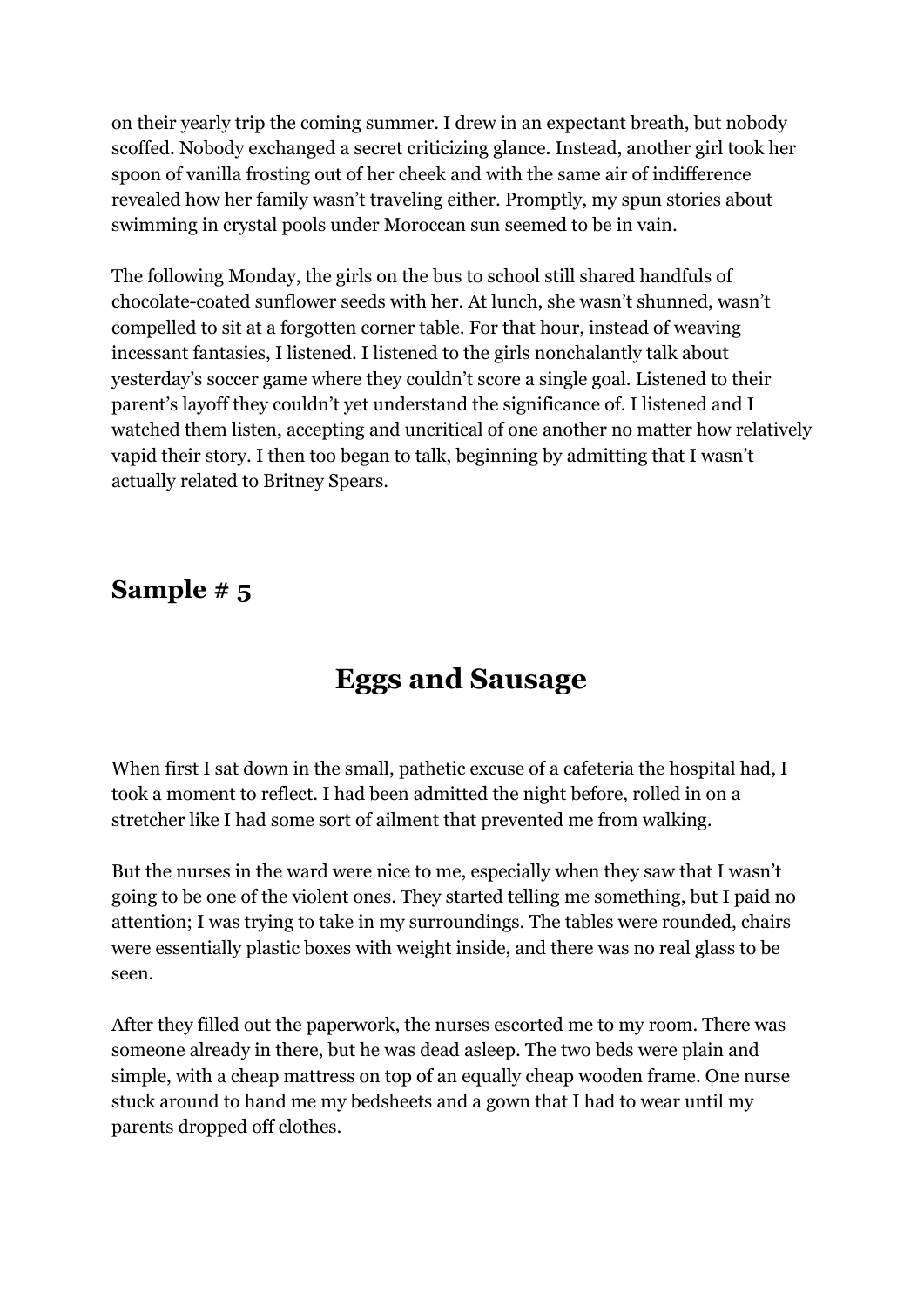on their yearly trip the coming summer. I drew in an expectant breath, but nobody scoffed. Nobody exchanged a secret criticizing glance. Instead, another girl took her spoon of vanilla frosting out of her cheek and with the same air of indifference revealed how her family wasn't traveling either. Promptly, my spun stories about swimming in crystal pools under Moroccan sun seemed to be in vain.

The following Monday, the girls on the bus to school still shared handfuls of chocolate-coated sunflower seeds with her. At lunch, she wasn't shunned, wasn't compelled to sit at a forgotten corner table. For that hour, instead of weaving incessant fantasies, I listened. I listened to the girls nonchalantly talk about yesterday's soccer game where they couldn't score a single goal. Listened to their parent's layoff they couldn't yet understand the significance of. I listened and I watched them listen, accepting and uncritical of one another no matter how relatively vapid their story. I then too began to talk, beginning by admitting that I wasn't actually related to Britney Spears.

## Sample # 5

# Eggs and Sausage

When first I sat down in the small, pathetic excuse of a cafeteria the hospital had, I took a moment to reflect. I had been admitted the night before, rolled in on a stretcher like I had some sort of ailment that prevented me from walking.

But the nurses in the ward were nice to me, especially when they saw that I wasn't going to be one of the violent ones. They started telling me something, but I paid no attention; I was trying to take in my surroundings. The tables were rounded, chairs were essentially plastic boxes with weight inside, and there was no real glass to be seen.

After they filled out the paperwork, the nurses escorted me to my room. There was someone already in there, but he was dead asleep. The two beds were plain and simple, with a cheap mattress on top of an equally cheap wooden frame. One nurse stuck around to hand me my bedsheets and a gown that I had to wear until my parents dropped off clothes.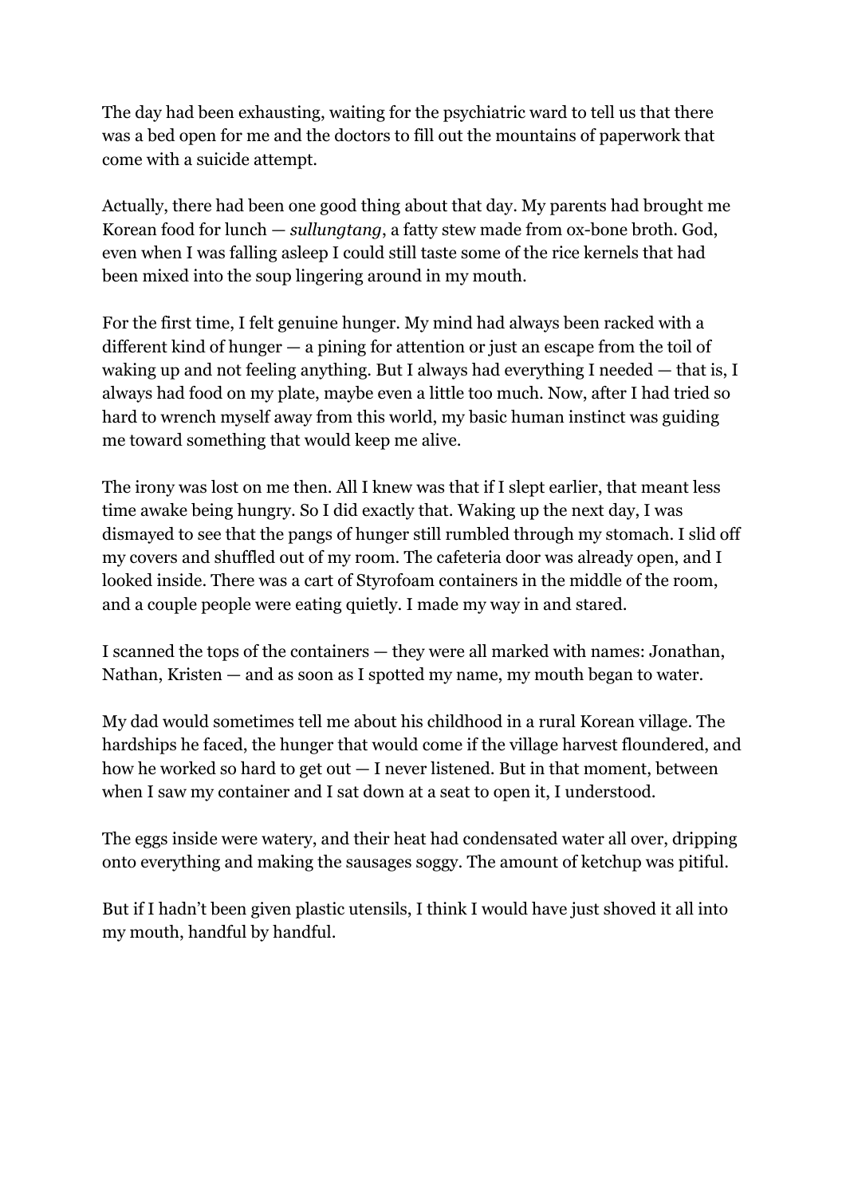The day had been exhausting, waiting for the psychiatric ward to tell us that there was a bed open for me and the doctors to fill out the mountains of paperwork that come with a suicide attempt.

Actually, there had been one good thing about that day. My parents had brought me Korean food for lunch — *sullungtang*, a fatty stew made from ox-bone broth. God, even when I was falling asleep I could still taste some of the rice kernels that had been mixed into the soup lingering around in my mouth.

For the first time, I felt genuine hunger. My mind had always been racked with a different kind of hunger — a pining for attention or just an escape from the toil of waking up and not feeling anything. But I always had everything I needed — that is, I always had food on my plate, maybe even a little too much. Now, after I had tried so hard to wrench myself away from this world, my basic human instinct was guiding me toward something that would keep me alive.

The irony was lost on me then. All I knew was that if I slept earlier, that meant less time awake being hungry. So I did exactly that. Waking up the next day, I was dismayed to see that the pangs of hunger still rumbled through my stomach. I slid off my covers and shuffled out of my room. The cafeteria door was already open, and I looked inside. There was a cart of Styrofoam containers in the middle of the room, and a couple people were eating quietly. I made my way in and stared.

I scanned the tops of the containers — they were all marked with names: Jonathan, Nathan, Kristen — and as soon as I spotted my name, my mouth began to water.

My dad would sometimes tell me about his childhood in a rural Korean village. The hardships he faced, the hunger that would come if the village harvest floundered, and how he worked so hard to get out — I never listened. But in that moment, between when I saw my container and I sat down at a seat to open it, I understood.

The eggs inside were watery, and their heat had condensated water all over, dripping onto everything and making the sausages soggy. The amount of ketchup was pitiful.

But if I hadn't been given plastic utensils, I think I would have just shoved it all into my mouth, handful by handful.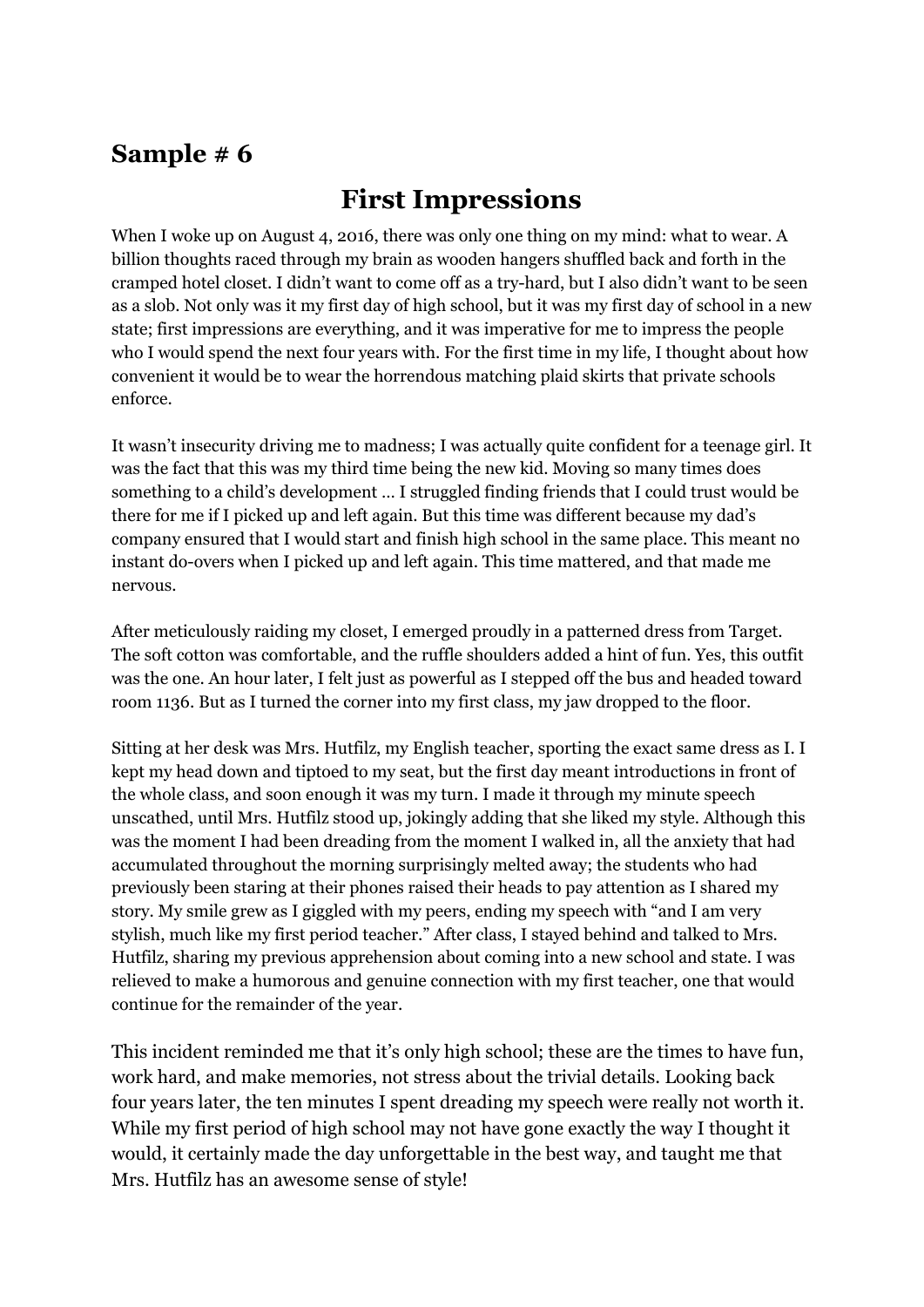## Sample # 6

# First Impressions

When I woke up on August 4, 2016, there was only one thing on my mind: what to wear. A billion thoughts raced through my brain as wooden hangers shuffled back and forth in the cramped hotel closet. I didn't want to come off as a try-hard, but I also didn't want to be seen as a slob. Not only was it my first day of high school, but it was my first day of school in a new state; first impressions are everything, and it was imperative for me to impress the people who I would spend the next four years with. For the first time in my life, I thought about how convenient it would be to wear the horrendous matching plaid skirts that private schools enforce.

It wasn't insecurity driving me to madness; I was actually quite confident for a teenage girl. It was the fact that this was my third time being the new kid. Moving so many times does something to a child's development … I struggled finding friends that I could trust would be there for me if I picked up and left again. But this time was different because my dad's company ensured that I would start and finish high school in the same place. This meant no instant do-overs when I picked up and left again. This time mattered, and that made me nervous.

After meticulously raiding my closet, I emerged proudly in a patterned dress from Target. The soft cotton was comfortable, and the ruffle shoulders added a hint of fun. Yes, this outfit was the one. An hour later, I felt just as powerful as I stepped off the bus and headed toward room 1136. But as I turned the corner into my first class, my jaw dropped to the floor.

Sitting at her desk was Mrs. Hutfilz, my English teacher, sporting the exact same dress as I. I kept my head down and tiptoed to my seat, but the first day meant introductions in front of the whole class, and soon enough it was my turn. I made it through my minute speech unscathed, until Mrs. Hutfilz stood up, jokingly adding that she liked my style. Although this was the moment I had been dreading from the moment I walked in, all the anxiety that had accumulated throughout the morning surprisingly melted away; the students who had previously been staring at their phones raised their heads to pay attention as I shared my story. My smile grew as I giggled with my peers, ending my speech with "and I am very stylish, much like my first period teacher." After class, I stayed behind and talked to Mrs. Hutfilz, sharing my previous apprehension about coming into a new school and state. I was relieved to make a humorous and genuine connection with my first teacher, one that would continue for the remainder of the year.

This incident reminded me that it's only high school; these are the times to have fun, work hard, and make memories, not stress about the trivial details. Looking back four years later, the ten minutes I spent dreading my speech were really not worth it. While my first period of high school may not have gone exactly the way I thought it would, it certainly made the day unforgettable in the best way, and taught me that Mrs. Hutfilz has an awesome sense of style!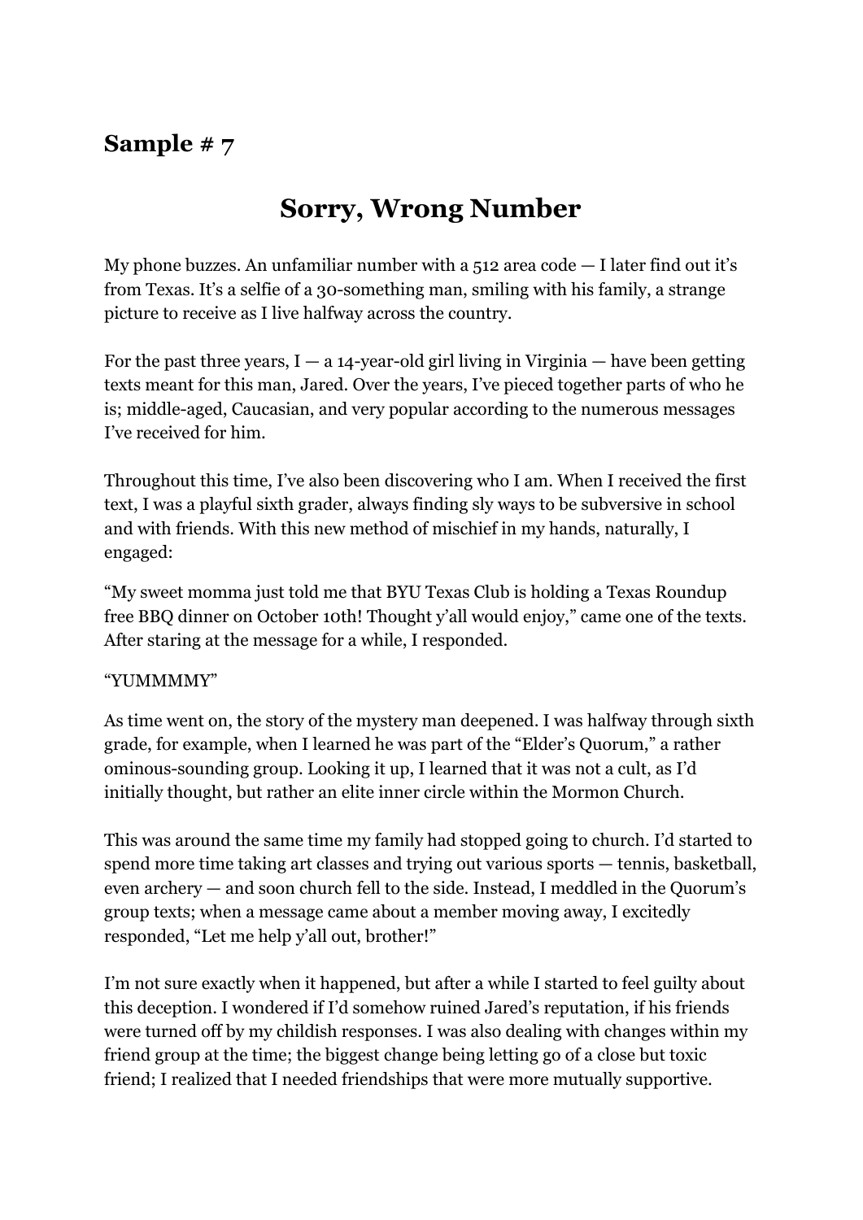## Sample # 7

# Sorry, Wrong Number

My phone buzzes. An unfamiliar number with a 512 area code — I later find out it's from Texas. It's a selfie of a 30-something man, smiling with his family, a strange picture to receive as I live halfway across the country.

For the past three years, I — a 14-year-old girl living in Virginia — have been getting texts meant for this man, Jared. Over the years, I've pieced together parts of who he is; middle-aged, Caucasian, and very popular according to the numerous messages I've received for him.

Throughout this time, I've also been discovering who I am. When I received the first text, I was a playful sixth grader, always finding sly ways to be subversive in school and with friends. With this new method of mischief in my hands, naturally, I engaged:

"My sweet momma just told me that BYU Texas Club is holding a Texas Roundup free BBQ dinner on October 10th! Thought y'all would enjoy," came one of the texts. After staring at the message for a while, I responded.

"YUMMMMY"

As time went on, the story of the mystery man deepened. I was halfway through sixth grade, for example, when I learned he was part of the "Elder's Quorum," a rather ominous-sounding group. Looking it up, I learned that it was not a cult, as I'd initially thought, but rather an elite inner circle within the Mormon Church.

This was around the same time my family had stopped going to church. I'd started to spend more time taking art classes and trying out various sports — tennis, basketball, even archery — and soon church fell to the side. Instead, I meddled in the Quorum's group texts; when a message came about a member moving away, I excitedly responded, "Let me help y'all out, brother!"

I'm not sure exactly when it happened, but after a while I started to feel guilty about this deception. I wondered if I'd somehow ruined Jared's reputation, if his friends were turned off by my childish responses. I was also dealing with changes within my friend group at the time; the biggest change being letting go of a close but toxic friend; I realized that I needed friendships that were more mutually supportive.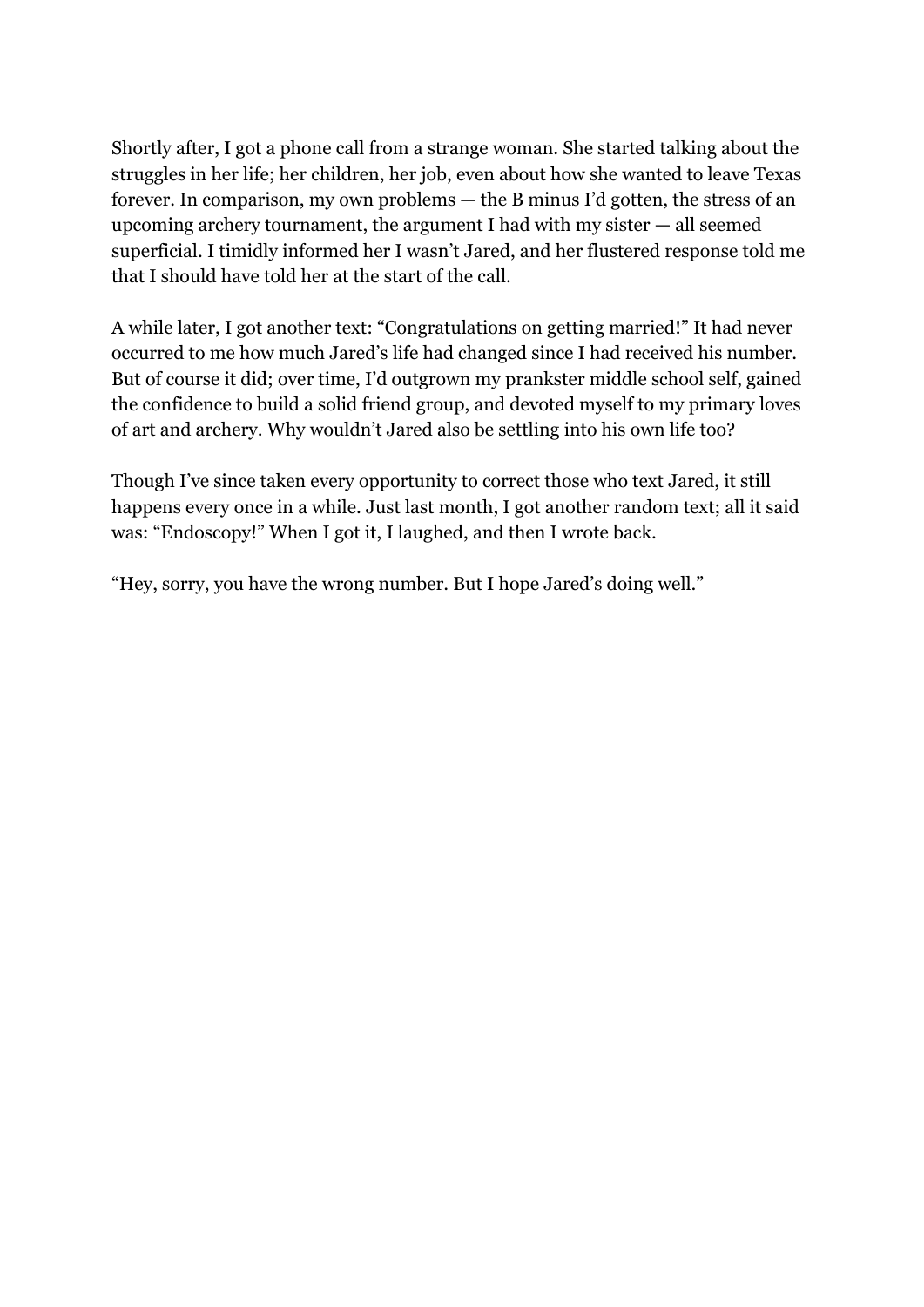Shortly after, I got a phone call from a strange woman. She started talking about the struggles in her life; her children, her job, even about how she wanted to leave Texas forever. In comparison, my own problems — the B minus I'd gotten, the stress of an upcoming archery tournament, the argument I had with my sister — all seemed superficial. I timidly informed her I wasn't Jared, and her flustered response told me that I should have told her at the start of the call.

A while later, I got another text: "Congratulations on getting married!" It had never occurred to me how much Jared's life had changed since I had received his number. But of course it did; over time, I'd outgrown my prankster middle school self, gained the confidence to build a solid friend group, and devoted myself to my primary loves of art and archery. Why wouldn't Jared also be settling into his own life too?

Though I've since taken every opportunity to correct those who text Jared, it still happens every once in a while. Just last month, I got another random text; all it said was: "Endoscopy!" When I got it, I laughed, and then I wrote back.

"Hey, sorry, you have the wrong number. But I hope Jared's doing well."